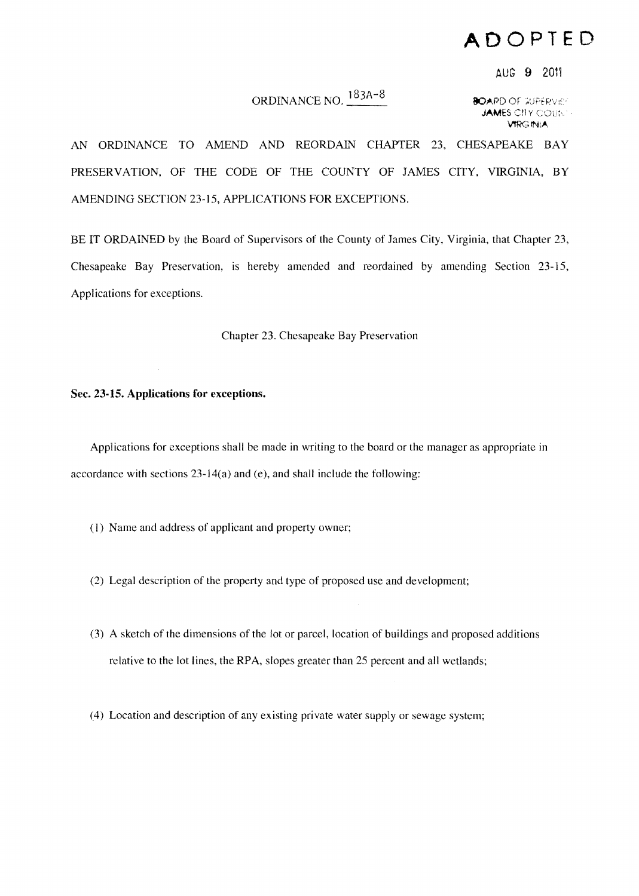# ADOPTED

AUG 9 2011

BOARD OF SUPERVISORS
JAMES CITY COUNTY
VIRGINIA

ORDINANCE NO. 183A-8

AN ORDINANCE TO AMEND AND REORDAIN CHAPTER 23, CHESAPEAKE BAY PRESERVATION, OF THE CODE OF THE COUNTY OF JAMES CITY, VIRGINIA, BY AMENDING SECTION 23-15, APPLICATIONS FOR EXCEPTIONS.

BE IT ORDAINED by the Board of Supervisors of the County of James City, Virginia, that Chapter 23, Chesapeake Bay Preservation, is hereby amended and reordained by amending Section 23-15, Applications for exceptions.

Chapter 23. Chesapeake Bay Preservation

**Sec. 23-15. Applications for exceptions.**

Applications for exceptions shall be made in writing to the board or the manager as appropriate in accordance with sections 23-14(a) and (e), and shall include the following:

(1) Name and address of applicant and property owner;

(2) Legal description of the property and type of proposed use and development;

(3) A sketch of the dimensions of the lot or parcel, location of buildings and proposed additions relative to the lot lines, the RPA, slopes greater than 25 percent and all wetlands;

(4) Location and description of any existing private water supply or sewage system;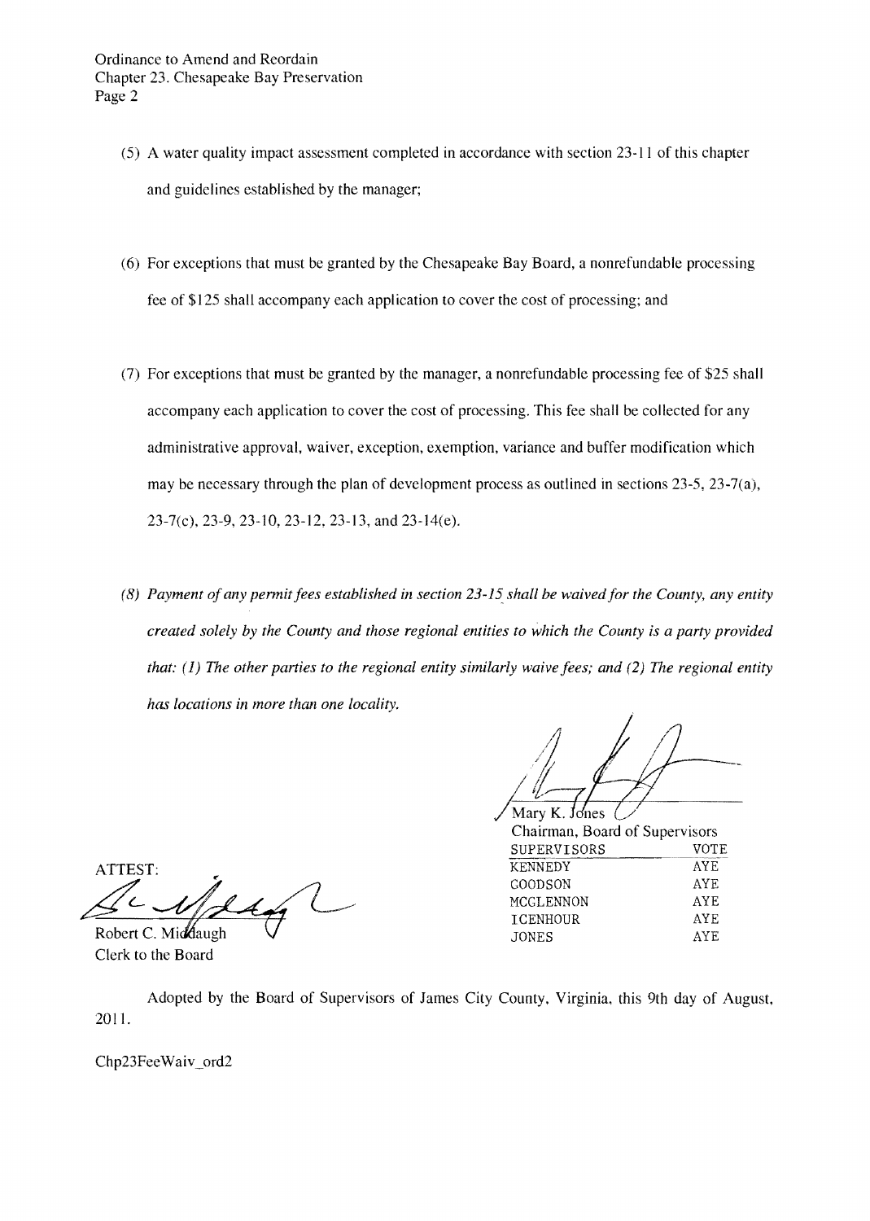(5) A water quality impact assessment completed in accordance with section 23-11 of this chapter and guidelines established by the manager;

(6) For exceptions that must be granted by the Chesapeake Bay Board, a nonrefundable processing fee of $125 shall accompany each application to cover the cost of processing; and

(7) For exceptions that must be granted by the manager, a nonrefundable processing fee of $25 shall accompany each application to cover the cost of processing. This fee shall be collected for any administrative approval, waiver, exception, exemption, variance and buffer modification which may be necessary through the plan of development process as outlined in sections 23-5, 23-7(a), 23-7(c), 23-9, 23-10, 23-12, 23-13, and 23-14(e).

*(8) Payment of any permit fees established in section 23-15 shall be waived for the County, any entity created solely by the County and those regional entities to which the County is a party provided that: (1) The other parties to the regional entity similarly waive fees; and (2) The regional entity has locations in more than one locality.*

Mary K. Jones
Chairman, Board of Supervisors

| SUPERVISORS | VOTE |
|---|---|
| KENNEDY | AYE |
| GOODSON | AYE |
| MCGLENNON | AYE |
| ICENHOUR | AYE |
| JONES | AYE |

ATTEST:

Robert C. Middaugh
Clerk to the Board

Adopted by the Board of Supervisors of James City County, Virginia, this 9th day of August, 2011.

Chp23FeeWaiv_ord2